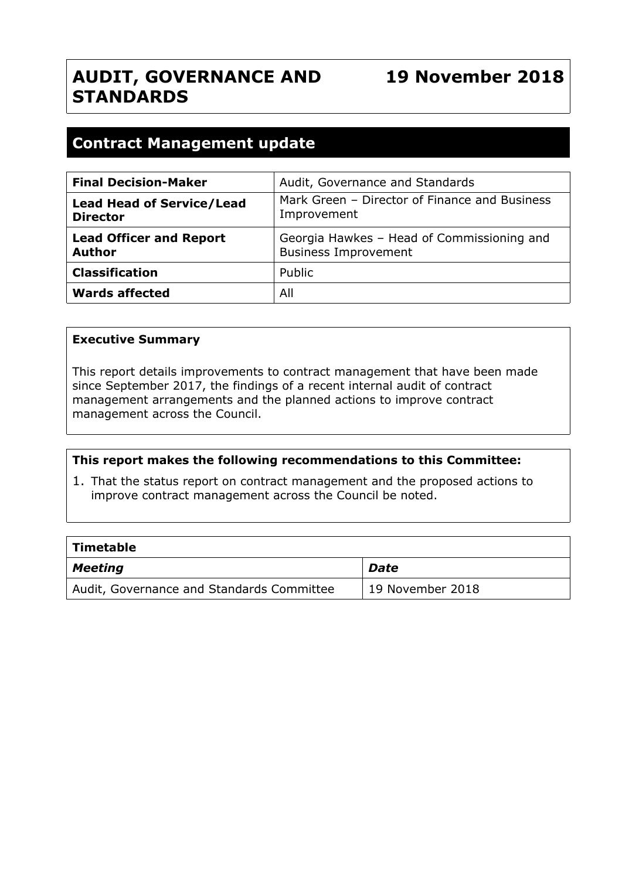# AUDIT, GOVERNANCE AND STANDARDS

**19 November 2018**

## Contract Management update

| **Final Decision-Maker** | Audit, Governance and Standards |
|---|---|
| **Lead Head of Service/Lead Director** | Mark Green – Director of Finance and Business Improvement |
| **Lead Officer and Report Author** | Georgia Hawkes – Head of Commissioning and Business Improvement |
| **Classification** | Public |
| **Wards affected** | All |

**Executive Summary**

This report details improvements to contract management that have been made since September 2017, the findings of a recent internal audit of contract management arrangements and the planned actions to improve contract management across the Council.

**This report makes the following recommendations to this Committee:**

1. That the status report on contract management and the proposed actions to improve contract management across the Council be noted.

| **Timetable** | |
|---|---|
| ***Meeting*** | ***Date*** |
| Audit, Governance and Standards Committee | 19 November 2018 |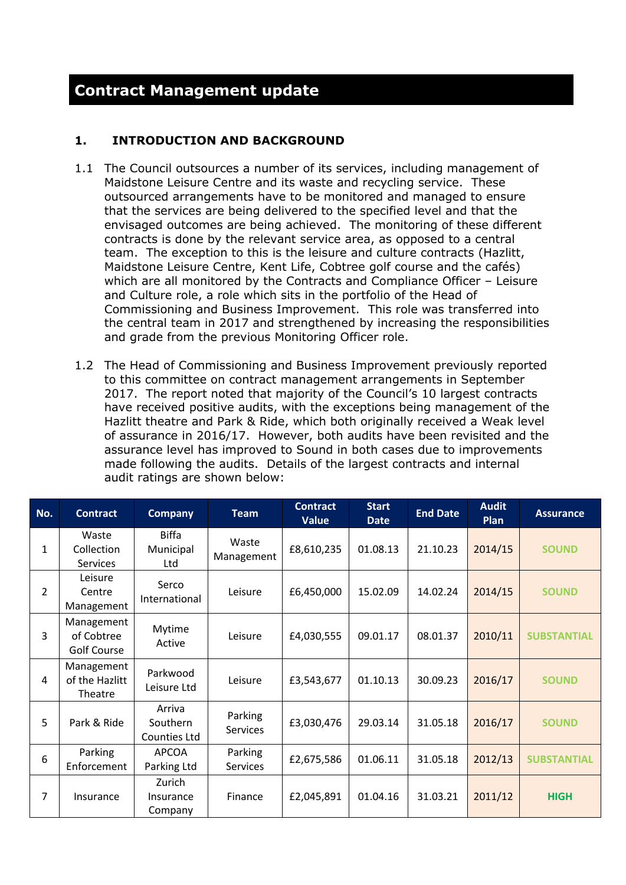# Contract Management update

## 1. INTRODUCTION AND BACKGROUND

1.1 The Council outsources a number of its services, including management of Maidstone Leisure Centre and its waste and recycling service. These outsourced arrangements have to be monitored and managed to ensure that the services are being delivered to the specified level and that the envisaged outcomes are being achieved. The monitoring of these different contracts is done by the relevant service area, as opposed to a central team. The exception to this is the leisure and culture contracts (Hazlitt, Maidstone Leisure Centre, Kent Life, Cobtree golf course and the cafés) which are all monitored by the Contracts and Compliance Officer – Leisure and Culture role, a role which sits in the portfolio of the Head of Commissioning and Business Improvement. This role was transferred into the central team in 2017 and strengthened by increasing the responsibilities and grade from the previous Monitoring Officer role.

1.2 The Head of Commissioning and Business Improvement previously reported to this committee on contract management arrangements in September 2017. The report noted that majority of the Council's 10 largest contracts have received positive audits, with the exceptions being management of the Hazlitt theatre and Park & Ride, which both originally received a Weak level of assurance in 2016/17. However, both audits have been revisited and the assurance level has improved to Sound in both cases due to improvements made following the audits. Details of the largest contracts and internal audit ratings are shown below:

| No. | Contract | Company | Team | Contract Value | Start Date | End Date | Audit Plan | Assurance |
|---|---|---|---|---|---|---|---|---|
| 1 | Waste Collection Services | Biffa Municipal Ltd | Waste Management | £8,610,235 | 01.08.13 | 21.10.23 | 2014/15 | SOUND |
| 2 | Leisure Centre Management | Serco International | Leisure | £6,450,000 | 15.02.09 | 14.02.24 | 2014/15 | SOUND |
| 3 | Management of Cobtree Golf Course | Mytime Active | Leisure | £4,030,555 | 09.01.17 | 08.01.37 | 2010/11 | SUBSTANTIAL |
| 4 | Management of the Hazlitt Theatre | Parkwood Leisure Ltd | Leisure | £3,543,677 | 01.10.13 | 30.09.23 | 2016/17 | SOUND |
| 5 | Park & Ride | Arriva Southern Counties Ltd | Parking Services | £3,030,476 | 29.03.14 | 31.05.18 | 2016/17 | SOUND |
| 6 | Parking Enforcement | APCOA Parking Ltd | Parking Services | £2,675,586 | 01.06.11 | 31.05.18 | 2012/13 | SUBSTANTIAL |
| 7 | Insurance | Zurich Insurance Company | Finance | £2,045,891 | 01.04.16 | 31.03.21 | 2011/12 | HIGH |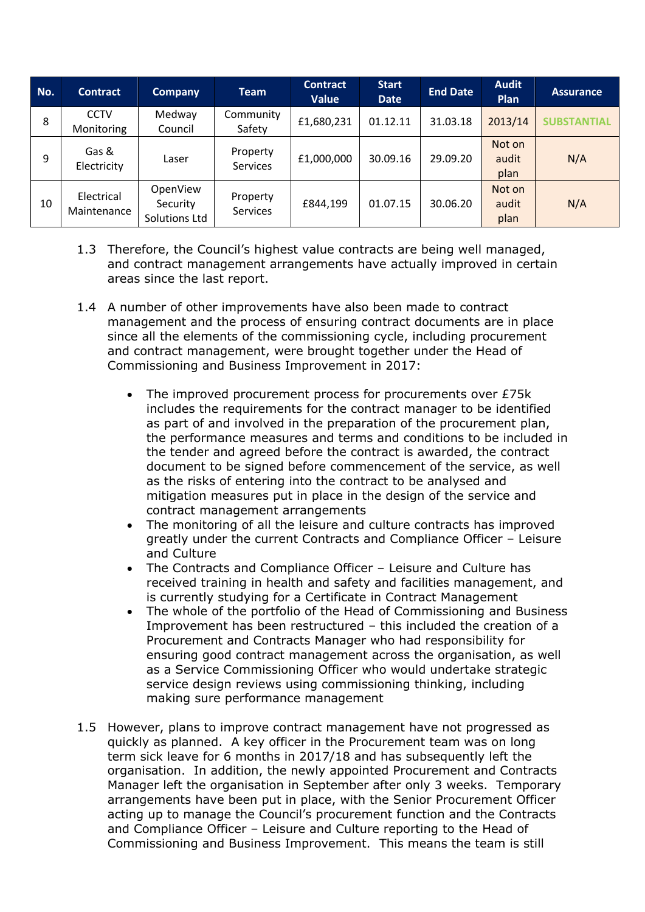| No. | Contract | Company | Team | Contract Value | Start Date | End Date | Audit Plan | Assurance |
|---|---|---|---|---|---|---|---|---|
| 8 | CCTV Monitoring | Medway Council | Community Safety | £1,680,231 | 01.12.11 | 31.03.18 | 2013/14 | **SUBSTANTIAL** |
| 9 | Gas & Electricity | Laser | Property Services | £1,000,000 | 30.09.16 | 29.09.20 | Not on audit plan | N/A |
| 10 | Electrical Maintenance | OpenView Security Solutions Ltd | Property Services | £844,199 | 01.07.15 | 30.06.20 | Not on audit plan | N/A |

1.3 Therefore, the Council's highest value contracts are being well managed, and contract management arrangements have actually improved in certain areas since the last report.

1.4 A number of other improvements have also been made to contract management and the process of ensuring contract documents are in place since all the elements of the commissioning cycle, including procurement and contract management, were brought together under the Head of Commissioning and Business Improvement in 2017:

- The improved procurement process for procurements over £75k includes the requirements for the contract manager to be identified as part of and involved in the preparation of the procurement plan, the performance measures and terms and conditions to be included in the tender and agreed before the contract is awarded, the contract document to be signed before commencement of the service, as well as the risks of entering into the contract to be analysed and mitigation measures put in place in the design of the service and contract management arrangements
- The monitoring of all the leisure and culture contracts has improved greatly under the current Contracts and Compliance Officer – Leisure and Culture
- The Contracts and Compliance Officer – Leisure and Culture has received training in health and safety and facilities management, and is currently studying for a Certificate in Contract Management
- The whole of the portfolio of the Head of Commissioning and Business Improvement has been restructured – this included the creation of a Procurement and Contracts Manager who had responsibility for ensuring good contract management across the organisation, as well as a Service Commissioning Officer who would undertake strategic service design reviews using commissioning thinking, including making sure performance management

1.5 However, plans to improve contract management have not progressed as quickly as planned. A key officer in the Procurement team was on long term sick leave for 6 months in 2017/18 and has subsequently left the organisation. In addition, the newly appointed Procurement and Contracts Manager left the organisation in September after only 3 weeks. Temporary arrangements have been put in place, with the Senior Procurement Officer acting up to manage the Council's procurement function and the Contracts and Compliance Officer – Leisure and Culture reporting to the Head of Commissioning and Business Improvement. This means the team is still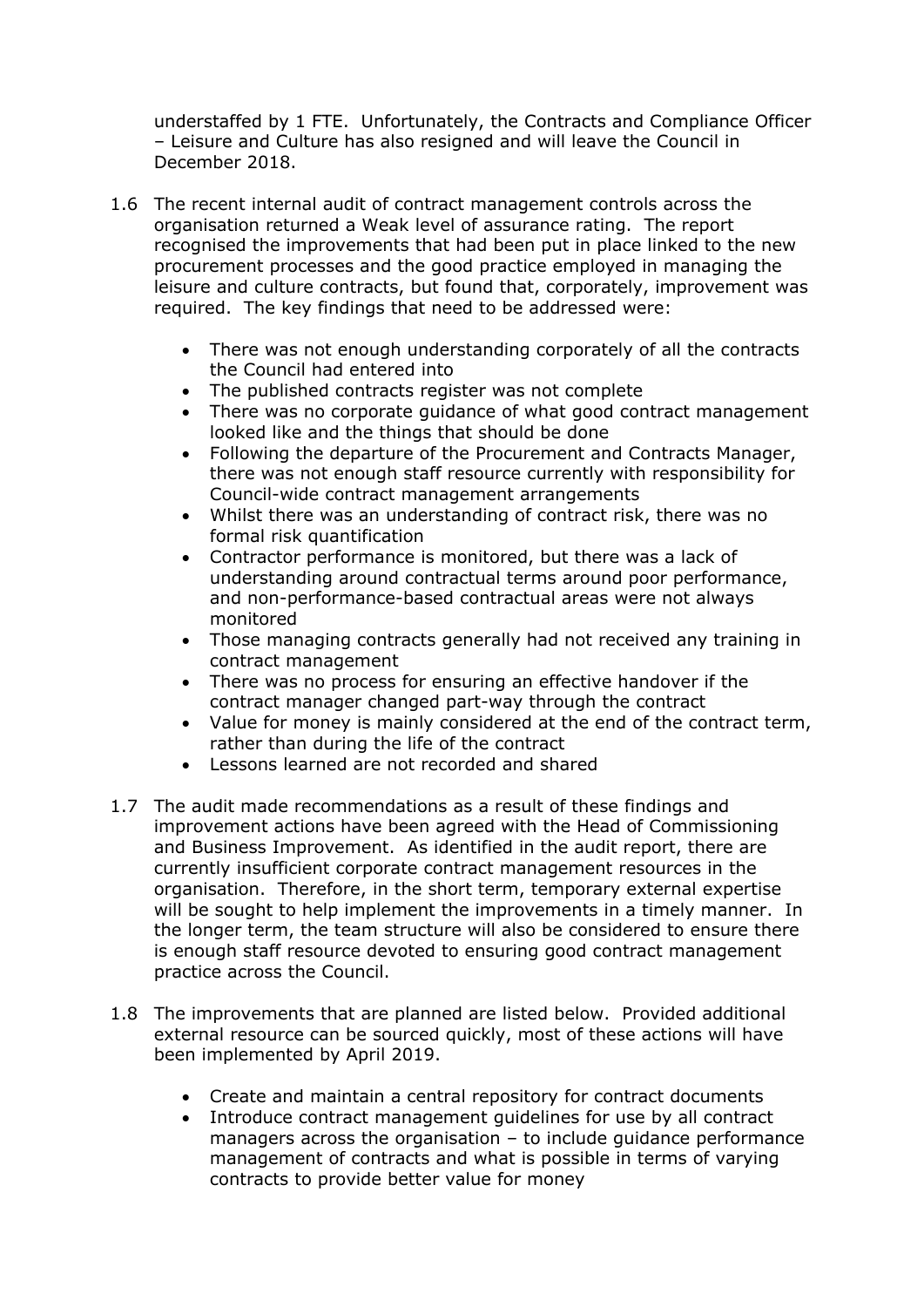understaffed by 1 FTE. Unfortunately, the Contracts and Compliance Officer – Leisure and Culture has also resigned and will leave the Council in December 2018.

1.6 The recent internal audit of contract management controls across the organisation returned a Weak level of assurance rating. The report recognised the improvements that had been put in place linked to the new procurement processes and the good practice employed in managing the leisure and culture contracts, but found that, corporately, improvement was required. The key findings that need to be addressed were:

   - There was not enough understanding corporately of all the contracts the Council had entered into
   - The published contracts register was not complete
   - There was no corporate guidance of what good contract management looked like and the things that should be done
   - Following the departure of the Procurement and Contracts Manager, there was not enough staff resource currently with responsibility for Council-wide contract management arrangements
   - Whilst there was an understanding of contract risk, there was no formal risk quantification
   - Contractor performance is monitored, but there was a lack of understanding around contractual terms around poor performance, and non-performance-based contractual areas were not always monitored
   - Those managing contracts generally had not received any training in contract management
   - There was no process for ensuring an effective handover if the contract manager changed part-way through the contract
   - Value for money is mainly considered at the end of the contract term, rather than during the life of the contract
   - Lessons learned are not recorded and shared

1.7 The audit made recommendations as a result of these findings and improvement actions have been agreed with the Head of Commissioning and Business Improvement. As identified in the audit report, there are currently insufficient corporate contract management resources in the organisation. Therefore, in the short term, temporary external expertise will be sought to help implement the improvements in a timely manner. In the longer term, the team structure will also be considered to ensure there is enough staff resource devoted to ensuring good contract management practice across the Council.

1.8 The improvements that are planned are listed below. Provided additional external resource can be sourced quickly, most of these actions will have been implemented by April 2019.

   - Create and maintain a central repository for contract documents
   - Introduce contract management guidelines for use by all contract managers across the organisation – to include guidance performance management of contracts and what is possible in terms of varying contracts to provide better value for money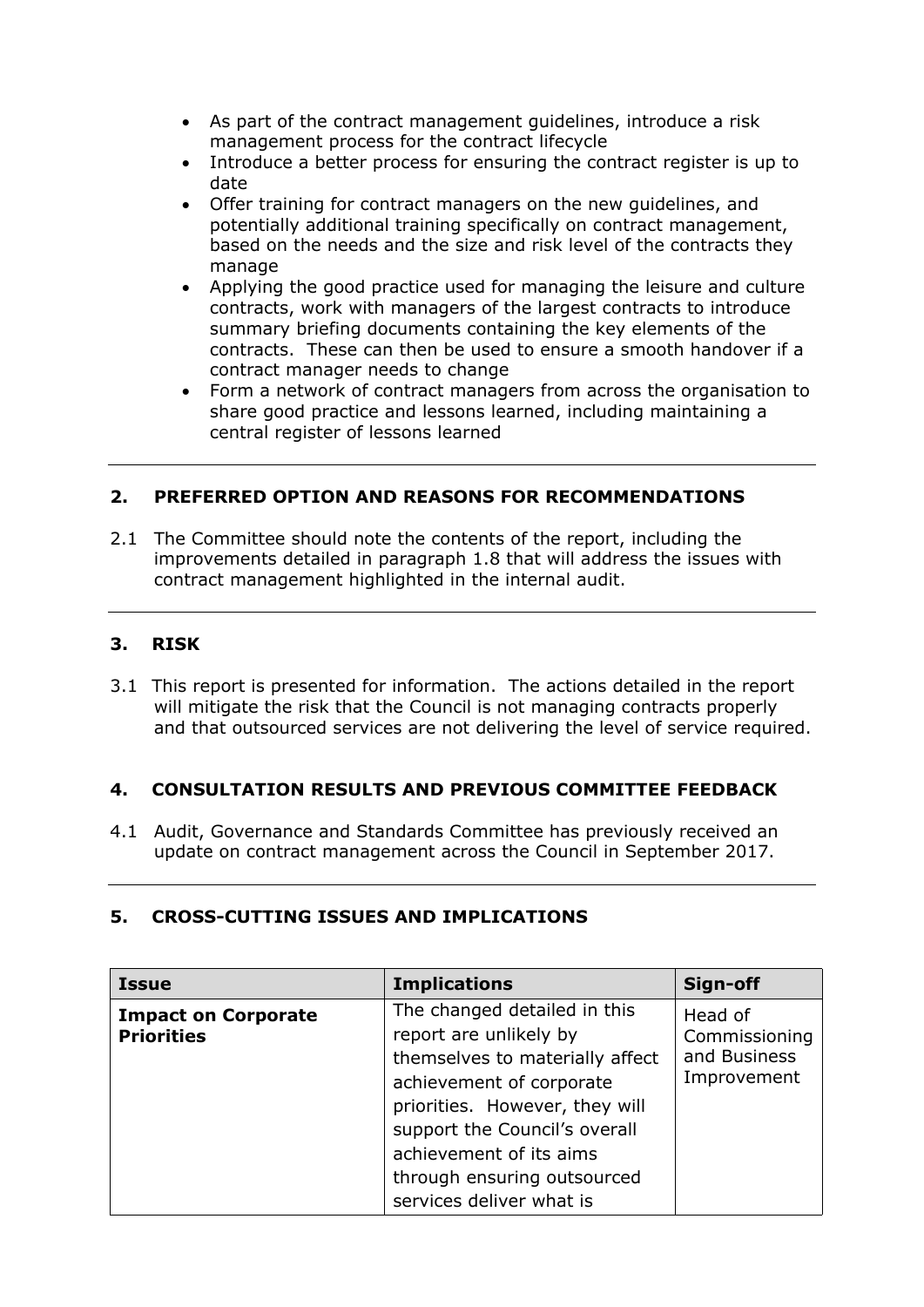- As part of the contract management guidelines, introduce a risk management process for the contract lifecycle
- Introduce a better process for ensuring the contract register is up to date
- Offer training for contract managers on the new guidelines, and potentially additional training specifically on contract management, based on the needs and the size and risk level of the contracts they manage
- Applying the good practice used for managing the leisure and culture contracts, work with managers of the largest contracts to introduce summary briefing documents containing the key elements of the contracts. These can then be used to ensure a smooth handover if a contract manager needs to change
- Form a network of contract managers from across the organisation to share good practice and lessons learned, including maintaining a central register of lessons learned

## 2. PREFERRED OPTION AND REASONS FOR RECOMMENDATIONS

2.1 The Committee should note the contents of the report, including the improvements detailed in paragraph 1.8 that will address the issues with contract management highlighted in the internal audit.

## 3. RISK

3.1 This report is presented for information. The actions detailed in the report will mitigate the risk that the Council is not managing contracts properly and that outsourced services are not delivering the level of service required.

## 4. CONSULTATION RESULTS AND PREVIOUS COMMITTEE FEEDBACK

4.1 Audit, Governance and Standards Committee has previously received an update on contract management across the Council in September 2017.

## 5. CROSS-CUTTING ISSUES AND IMPLICATIONS

| Issue | Implications | Sign-off |
|---|---|---|
| **Impact on Corporate Priorities** | The changed detailed in this report are unlikely by themselves to materially affect achievement of corporate priorities. However, they will support the Council's overall achievement of its aims through ensuring outsourced services deliver what is | Head of Commissioning and Business Improvement |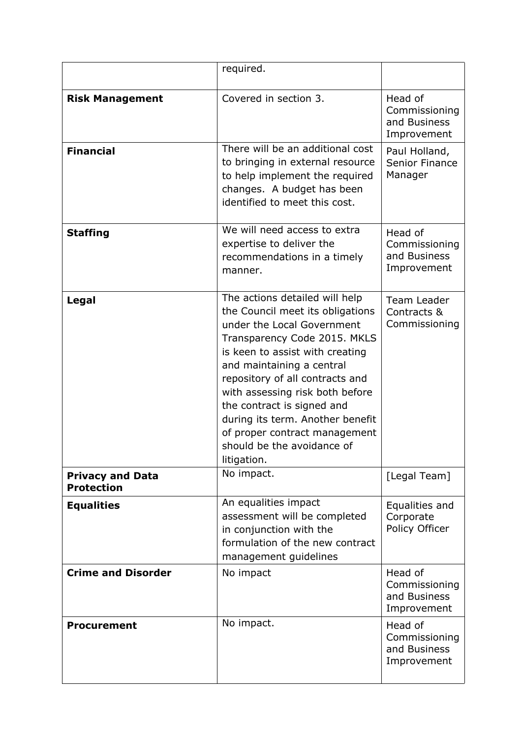| | | |
|---|---|---|
| | required. | |
| **Risk Management** | Covered in section 3. | Head of Commissioning and Business Improvement |
| **Financial** | There will be an additional cost to bringing in external resource to help implement the required changes. A budget has been identified to meet this cost. | Paul Holland, Senior Finance Manager |
| **Staffing** | We will need access to extra expertise to deliver the recommendations in a timely manner. | Head of Commissioning and Business Improvement |
| **Legal** | The actions detailed will help the Council meet its obligations under the Local Government Transparency Code 2015. MKLS is keen to assist with creating and maintaining a central repository of all contracts and with assessing risk both before the contract is signed and during its term. Another benefit of proper contract management should be the avoidance of litigation. | Team Leader Contracts & Commissioning |
| **Privacy and Data Protection** | No impact. | [Legal Team] |
| **Equalities** | An equalities impact assessment will be completed in conjunction with the formulation of the new contract management guidelines | Equalities and Corporate Policy Officer |
| **Crime and Disorder** | No impact | Head of Commissioning and Business Improvement |
| **Procurement** | No impact. | Head of Commissioning and Business Improvement |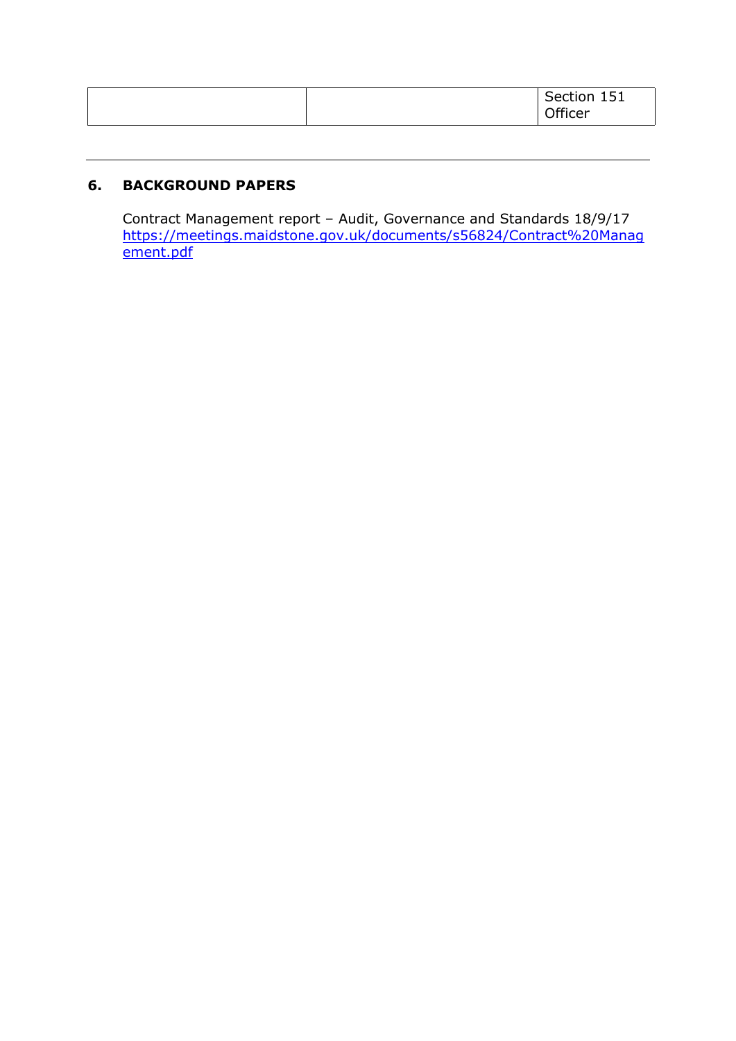| | | |
|---|---|---|
| | | Section 151 Officer |

---

## 6. BACKGROUND PAPERS

Contract Management report – Audit, Governance and Standards 18/9/17
https://meetings.maidstone.gov.uk/documents/s56824/Contract%20Management.pdf